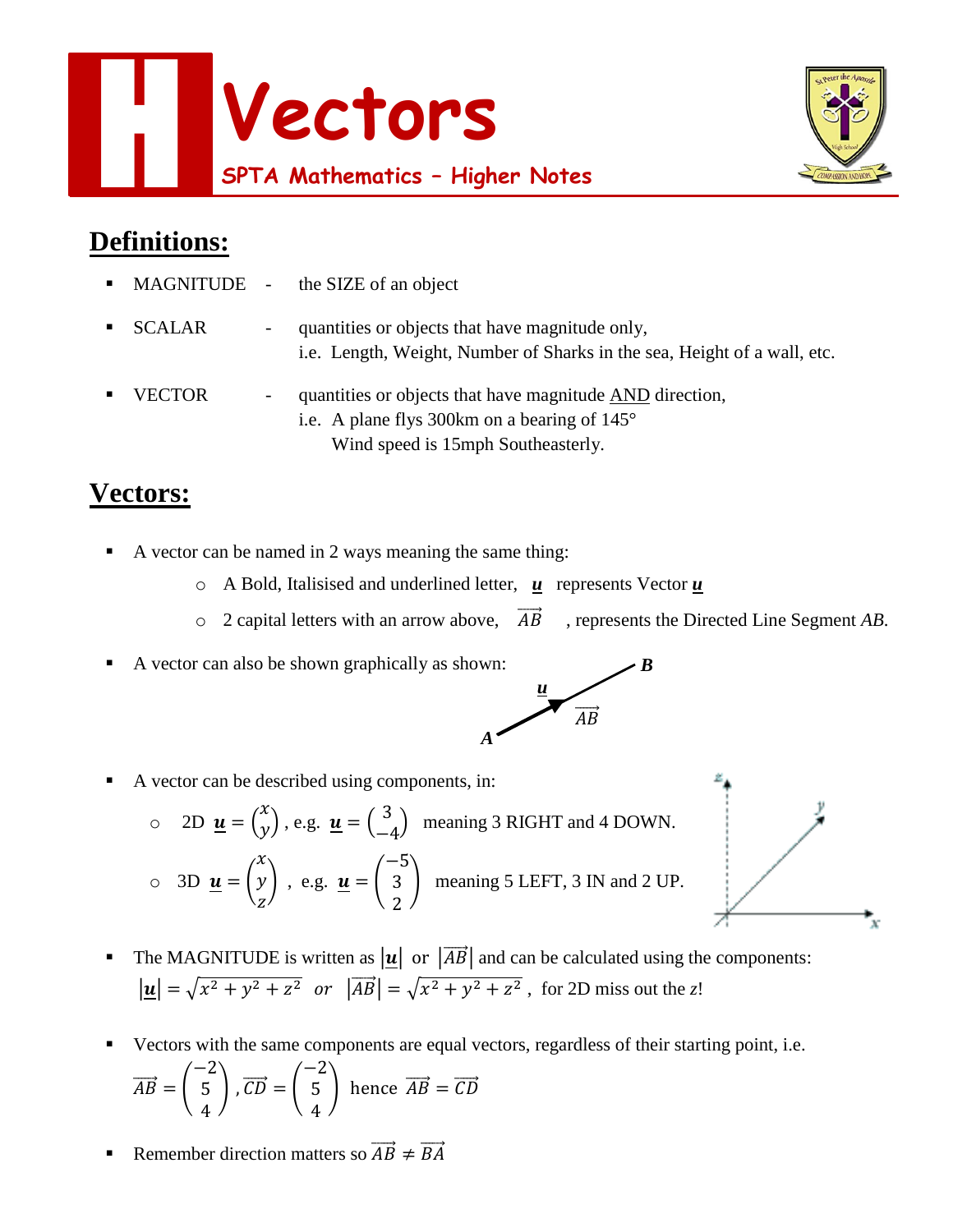# Vectors

**SPTA Mathematics – Higher Notes**

## Definitions:

- MAGNITUDE - the SIZE of an object
- SCALAR - quantities or objects that have magnitude only,
  i.e. Length, Weight, Number of Sharks in the sea, Height of a wall, etc.
- VECTOR - quantities or objects that have magnitude <u>AND</u> direction,
  i.e. A plane flys 300km on a bearing of 145°
  Wind speed is 15mph Southeasterly.

## Vectors:

- A vector can be named in 2 ways meaning the same thing:
  - A Bold, Italisised and underlined letter, $\underline{\boldsymbol{u}}$ represents Vector $\underline{\boldsymbol{u}}$
  - 2 capital letters with an arrow above, $\overrightarrow{AB}$ , represents the Directed Line Segment $AB$.
- A vector can also be shown graphically as shown:
- A vector can be described using components, in:
  - 2D $\underline{\boldsymbol{u}} = \begin{pmatrix} x \\ y \end{pmatrix}$, e.g. $\underline{\boldsymbol{u}} = \begin{pmatrix} 3 \\ -4 \end{pmatrix}$ meaning 3 RIGHT and 4 DOWN.
  - 3D $\underline{\boldsymbol{u}} = \begin{pmatrix} x \\ y \\ z \end{pmatrix}$ , e.g. $\underline{\boldsymbol{u}} = \begin{pmatrix} -5 \\ 3 \\ 2 \end{pmatrix}$ meaning 5 LEFT, 3 IN and 2 UP.
- The MAGNITUDE is written as $|\underline{\boldsymbol{u}}|$ or $|\overrightarrow{AB}|$ and can be calculated using the components:
  $|\underline{\boldsymbol{u}}| = \sqrt{x^2 + y^2 + z^2}$ *or* $|\overrightarrow{AB}| = \sqrt{x^2 + y^2 + z^2}$ , for 2D miss out the $z$!
- Vectors with the same components are equal vectors, regardless of their starting point, i.e.
  $\overrightarrow{AB} = \begin{pmatrix} -2 \\ 5 \\ 4 \end{pmatrix}, \overrightarrow{CD} = \begin{pmatrix} -2 \\ 5 \\ 4 \end{pmatrix}$ hence $\overrightarrow{AB} = \overrightarrow{CD}$
- Remember direction matters so $\overrightarrow{AB} \neq \overrightarrow{BA}$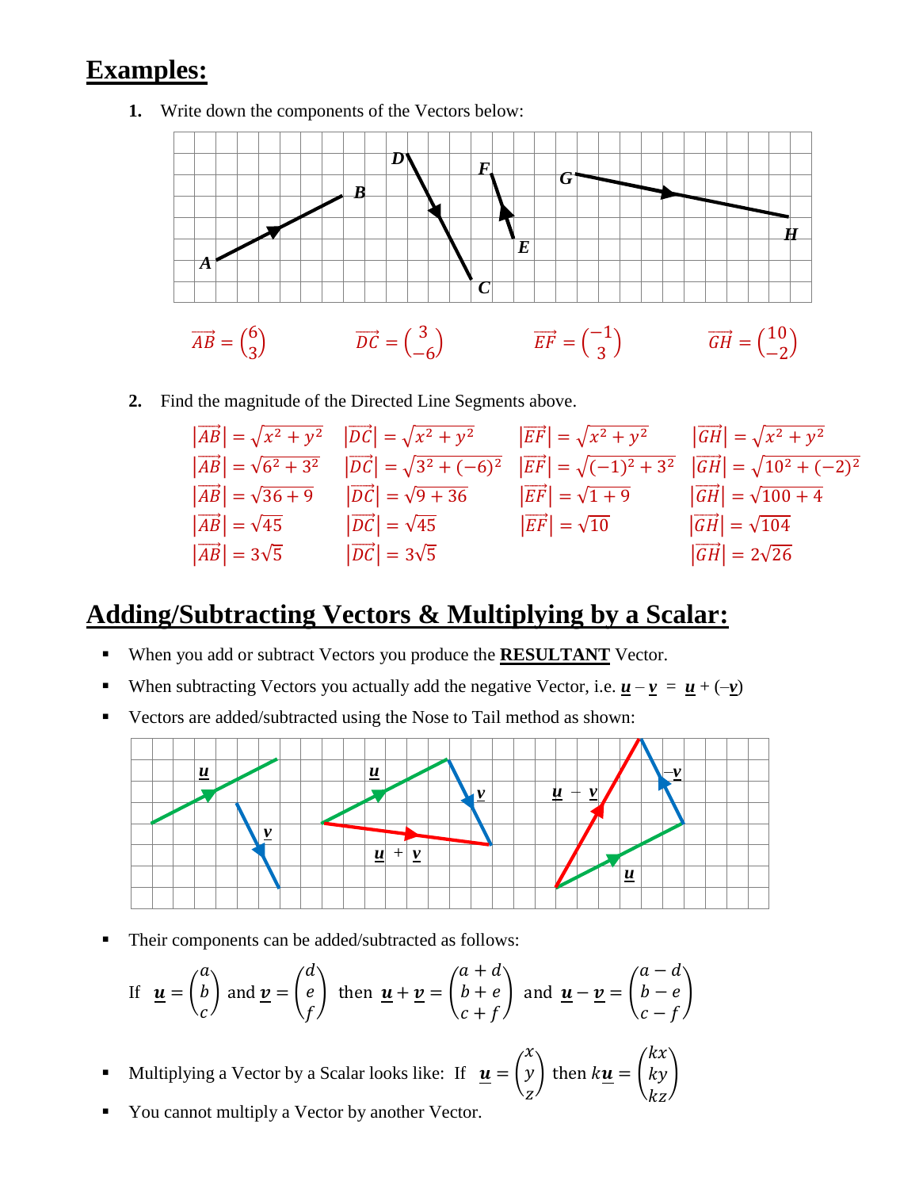## Examples:

1. Write down the components of the Vectors below:

$\overrightarrow{AB} = \begin{pmatrix} 6 \\ 3 \end{pmatrix}$ $\quad$ $\overrightarrow{DC} = \begin{pmatrix} 3 \\ -6 \end{pmatrix}$ $\quad$ $\overrightarrow{EF} = \begin{pmatrix} -1 \\ 3 \end{pmatrix}$ $\quad$ $\overrightarrow{GH} = \begin{pmatrix} 10 \\ -2 \end{pmatrix}$

2. Find the magnitude of the Directed Line Segments above.

$$|\overrightarrow{AB}| = \sqrt{x^2 + y^2}$$
$$|\overrightarrow{AB}| = \sqrt{6^2 + 3^2}$$
$$|\overrightarrow{AB}| = \sqrt{36 + 9}$$
$$|\overrightarrow{AB}| = \sqrt{45}$$
$$|\overrightarrow{AB}| = 3\sqrt{5}$$

$$|\overrightarrow{DC}| = \sqrt{x^2 + y^2}$$
$$|\overrightarrow{DC}| = \sqrt{3^2 + (-6)^2}$$
$$|\overrightarrow{DC}| = \sqrt{9 + 36}$$
$$|\overrightarrow{DC}| = \sqrt{45}$$
$$|\overrightarrow{DC}| = 3\sqrt{5}$$

$$|\overrightarrow{EF}| = \sqrt{x^2 + y^2}$$
$$|\overrightarrow{EF}| = \sqrt{(-1)^2 + 3^2}$$
$$|\overrightarrow{EF}| = \sqrt{1 + 9}$$
$$|\overrightarrow{EF}| = \sqrt{10}$$

$$|\overrightarrow{GH}| = \sqrt{x^2 + y^2}$$
$$|\overrightarrow{GH}| = \sqrt{10^2 + (-2)^2}$$
$$|\overrightarrow{GH}| = \sqrt{100 + 4}$$
$$|\overrightarrow{GH}| = \sqrt{104}$$
$$|\overrightarrow{GH}| = 2\sqrt{26}$$

## Adding/Subtracting Vectors & Multiplying by a Scalar:

- When you add or subtract Vectors you produce the **RESULTANT** Vector.
- When subtracting Vectors you actually add the negative Vector, i.e. $\underline{\boldsymbol{u}} - \underline{\boldsymbol{v}} = \underline{\boldsymbol{u}} + (-\underline{\boldsymbol{v}})$
- Vectors are added/subtracted using the Nose to Tail method as shown:

- Their components can be added/subtracted as follows:

If $\underline{\boldsymbol{u}} = \begin{pmatrix} a \\ b \\ c \end{pmatrix}$ and $\underline{\boldsymbol{v}} = \begin{pmatrix} d \\ e \\ f \end{pmatrix}$ then $\underline{\boldsymbol{u}} + \underline{\boldsymbol{v}} = \begin{pmatrix} a+d \\ b+e \\ c+f \end{pmatrix}$ and $\underline{\boldsymbol{u}} - \underline{\boldsymbol{v}} = \begin{pmatrix} a-d \\ b-e \\ c-f \end{pmatrix}$

- Multiplying a Vector by a Scalar looks like: If $\underline{\boldsymbol{u}} = \begin{pmatrix} x \\ y \\ z \end{pmatrix}$ then $k\underline{\boldsymbol{u}} = \begin{pmatrix} kx \\ ky \\ kz \end{pmatrix}$
- You cannot multiply a Vector by another Vector.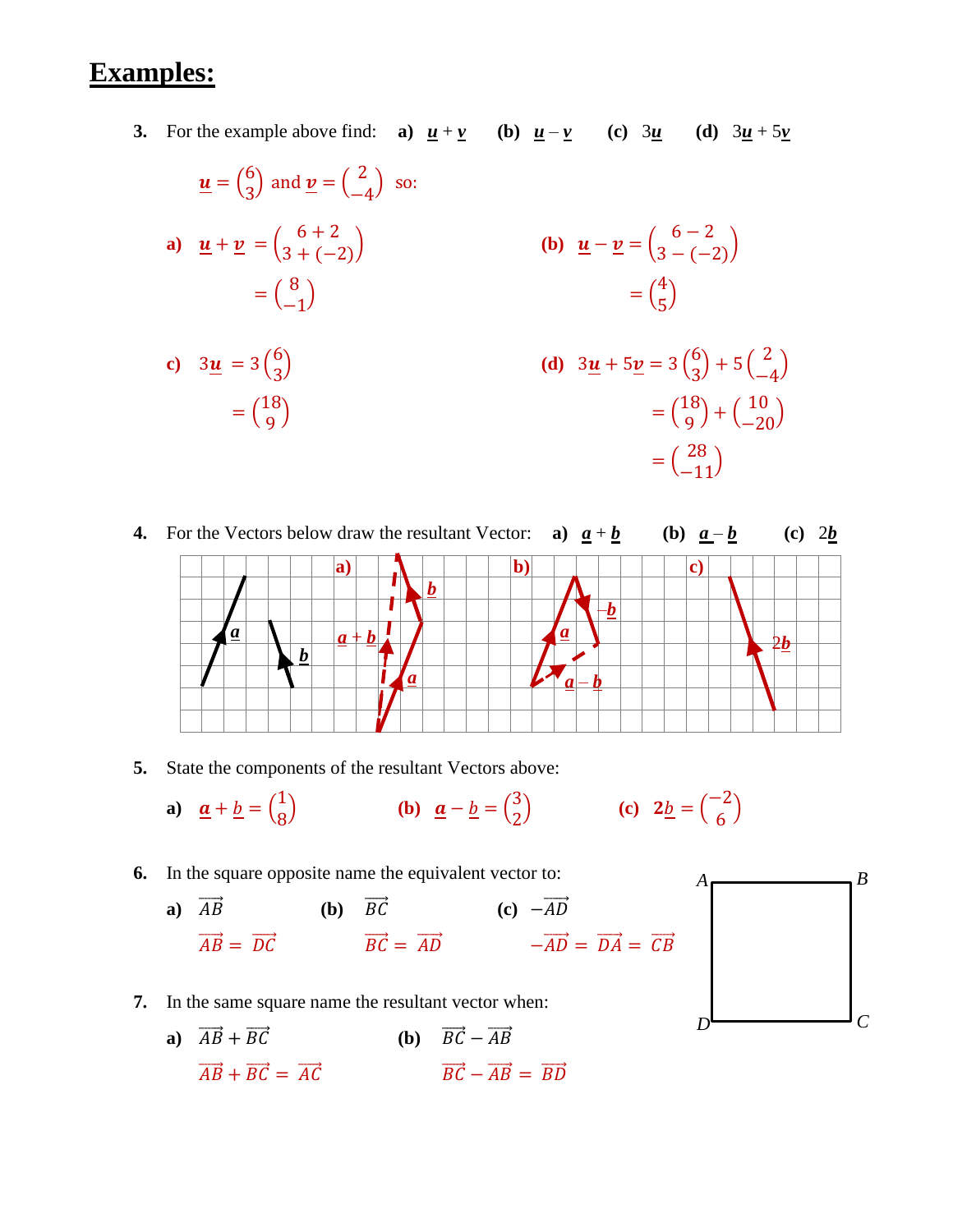# Examples:

**3.** For the example above find: **a)** $\underline{u} + \underline{v}$ **(b)** $\underline{u} - \underline{v}$ **(c)** $3\underline{u}$ **(d)** $3\underline{u} + 5\underline{v}$

$\underline{u} = \begin{pmatrix} 6 \\ 3 \end{pmatrix}$ and $\underline{v} = \begin{pmatrix} 2 \\ -4 \end{pmatrix}$ so:

**a)** $\underline{u} + \underline{v} = \begin{pmatrix} 6+2 \\ 3+(-2) \end{pmatrix} = \begin{pmatrix} 8 \\ -1 \end{pmatrix}$

**(b)** $\underline{u} - \underline{v} = \begin{pmatrix} 6-2 \\ 3-(-2) \end{pmatrix} = \begin{pmatrix} 4 \\ 5 \end{pmatrix}$

**c)** $3\underline{u} = 3\begin{pmatrix} 6 \\ 3 \end{pmatrix} = \begin{pmatrix} 18 \\ 9 \end{pmatrix}$

**(d)** $3\underline{u} + 5\underline{v} = 3\begin{pmatrix} 6 \\ 3 \end{pmatrix} + 5\begin{pmatrix} 2 \\ -4 \end{pmatrix} = \begin{pmatrix} 18 \\ 9 \end{pmatrix} + \begin{pmatrix} 10 \\ -20 \end{pmatrix} = \begin{pmatrix} 28 \\ -11 \end{pmatrix}$

**4.** For the Vectors below draw the resultant Vector: **a)** $\underline{a} + \underline{b}$ **(b)** $\underline{a} - \underline{b}$ **(c)** $2\underline{b}$

a) $\underline{a} + \underline{b}$ &nbsp;&nbsp; b) $\underline{a} - \underline{b}$, $-\underline{b}$ &nbsp;&nbsp; c) $2\underline{b}$

**5.** State the components of the resultant Vectors above:

**a)** $\underline{a} + \underline{b} = \begin{pmatrix} 1 \\ 8 \end{pmatrix}$ **(b)** $\underline{a} - \underline{b} = \begin{pmatrix} 3 \\ 2 \end{pmatrix}$ **(c)** $2\underline{b} = \begin{pmatrix} -2 \\ 6 \end{pmatrix}$

**6.** In the square opposite name the equivalent vector to:

**a)** $\overrightarrow{AB}$ **(b)** $\overrightarrow{BC}$ **(c)** $-\overrightarrow{AD}$

$\overrightarrow{AB} = \overrightarrow{DC}$ &nbsp;&nbsp; $\overrightarrow{BC} = \overrightarrow{AD}$ &nbsp;&nbsp; $-\overrightarrow{AD} = \overrightarrow{DA} = \overrightarrow{CB}$

**7.** In the same square name the resultant vector when:

**a)** $\overrightarrow{AB} + \overrightarrow{BC}$ **(b)** $\overrightarrow{BC} - \overrightarrow{AB}$

$\overrightarrow{AB} + \overrightarrow{BC} = \overrightarrow{AC}$ &nbsp;&nbsp; $\overrightarrow{BC} - \overrightarrow{AB} = \overrightarrow{BD}$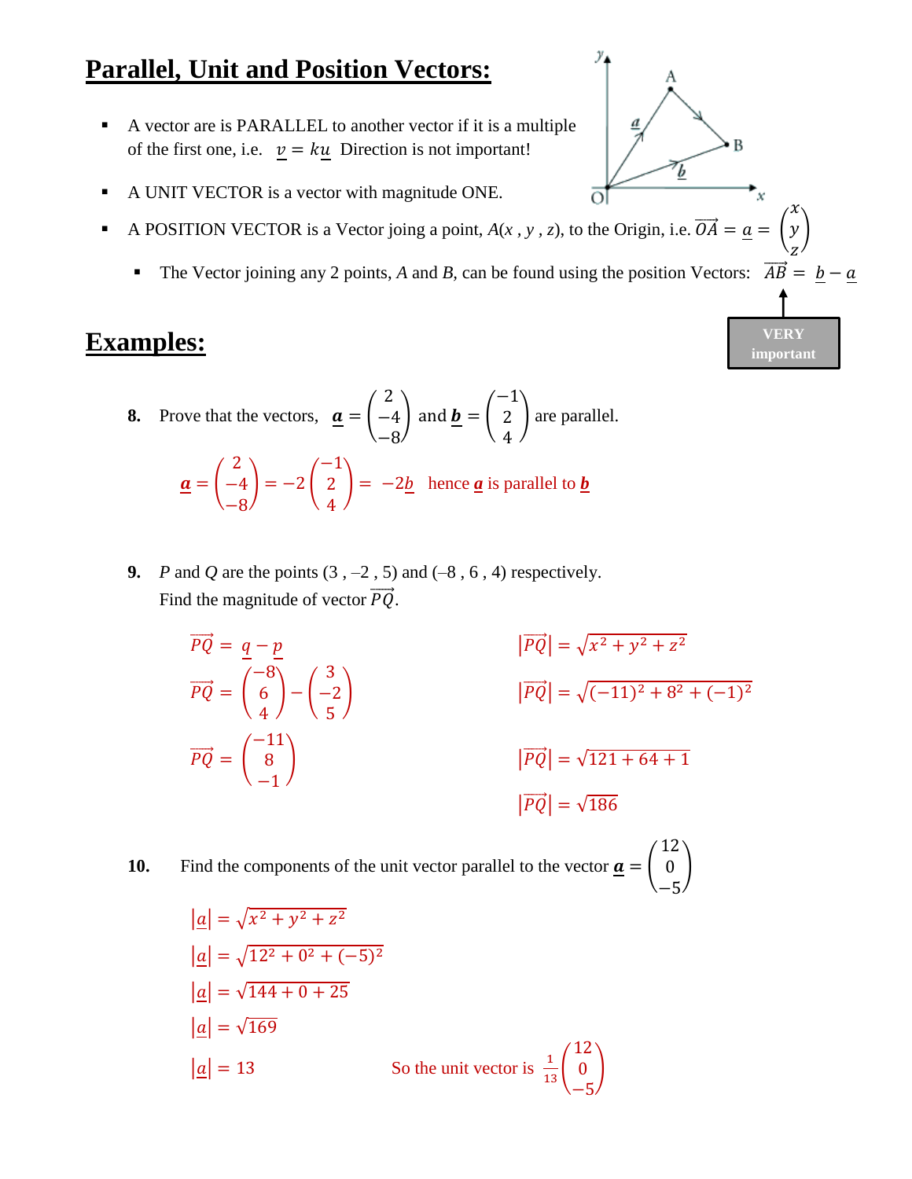# Parallel, Unit and Position Vectors:

- A vector are is PARALLEL to another vector if it is a multiple of the first one, i.e. $\underline{v} = k\underline{u}$ Direction is not important!
- A UNIT VECTOR is a vector with magnitude ONE.
- A POSITION VECTOR is a Vector joing a point, $A(x, y, z)$, to the Origin, i.e. $\overrightarrow{OA} = \underline{a} = \begin{pmatrix} x \\ y \\ z \end{pmatrix}$
  - The Vector joining any 2 points, $A$ and $B$, can be found using the position Vectors: $\overrightarrow{AB} = \underline{b} - \underline{a}$

VERY important

# Examples:

**8.** Prove that the vectors, $\underline{\boldsymbol{a}} = \begin{pmatrix} 2 \\ -4 \\ -8 \end{pmatrix}$ and $\underline{\boldsymbol{b}} = \begin{pmatrix} -1 \\ 2 \\ 4 \end{pmatrix}$ are parallel.

$\underline{\boldsymbol{a}} = \begin{pmatrix} 2 \\ -4 \\ -8 \end{pmatrix} = -2\begin{pmatrix} -1 \\ 2 \\ 4 \end{pmatrix} = -2\underline{b}$ hence $\underline{\boldsymbol{a}}$ is parallel to $\underline{\boldsymbol{b}}$

**9.** $P$ and $Q$ are the points $(3, -2, 5)$ and $(-8, 6, 4)$ respectively.
Find the magnitude of vector $\overrightarrow{PQ}$.

$\overrightarrow{PQ} = \underline{q} - \underline{p}$

$\overrightarrow{PQ} = \begin{pmatrix} -8 \\ 6 \\ 4 \end{pmatrix} - \begin{pmatrix} 3 \\ -2 \\ 5 \end{pmatrix}$

$\overrightarrow{PQ} = \begin{pmatrix} -11 \\ 8 \\ -1 \end{pmatrix}$

$|\overrightarrow{PQ}| = \sqrt{x^2 + y^2 + z^2}$

$|\overrightarrow{PQ}| = \sqrt{(-11)^2 + 8^2 + (-1)^2}$

$|\overrightarrow{PQ}| = \sqrt{121 + 64 + 1}$

$|\overrightarrow{PQ}| = \sqrt{186}$

**10.** Find the components of the unit vector parallel to the vector $\underline{\boldsymbol{a}} = \begin{pmatrix} 12 \\ 0 \\ -5 \end{pmatrix}$

$|\underline{a}| = \sqrt{x^2 + y^2 + z^2}$

$|\underline{a}| = \sqrt{12^2 + 0^2 + (-5)^2}$

$|\underline{a}| = \sqrt{144 + 0 + 25}$

$|\underline{a}| = \sqrt{169}$

$|\underline{a}| = 13$

So the unit vector is $\frac{1}{13}\begin{pmatrix} 12 \\ 0 \\ -5 \end{pmatrix}$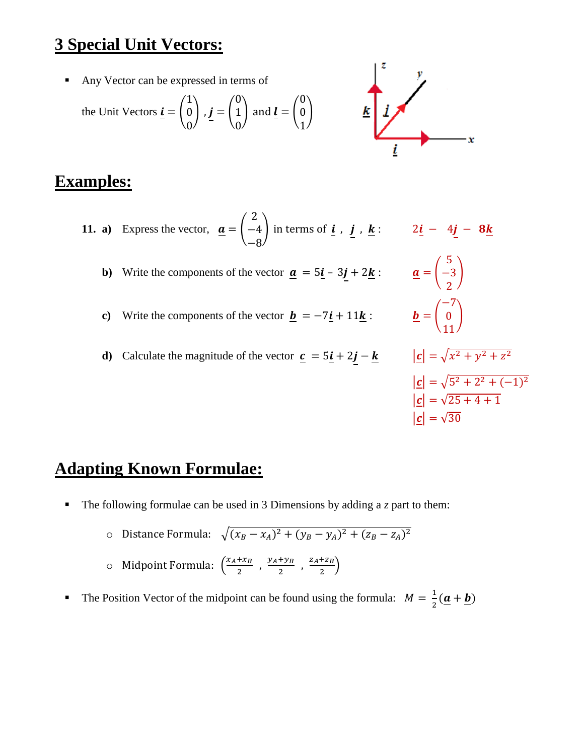## 3 Special Unit Vectors:

- Any Vector can be expressed in terms of the Unit Vectors $\underline{i} = \begin{pmatrix} 1 \\ 0 \\ 0 \end{pmatrix}$ , $\underline{j} = \begin{pmatrix} 0 \\ 1 \\ 0 \end{pmatrix}$ and $\underline{l} = \begin{pmatrix} 0 \\ 0 \\ 1 \end{pmatrix}$

## Examples:

**11. a)** Express the vector, $\underline{a} = \begin{pmatrix} 2 \\ -4 \\ -8 \end{pmatrix}$ in terms of $\underline{i}$ , $\underline{j}$ , $\underline{k}$ :  $2\underline{i} - 4\underline{j} - 8\underline{k}$

**b)** Write the components of the vector $\underline{a} = 5\underline{i} - 3\underline{j} + 2\underline{k}$ :  $\underline{a} = \begin{pmatrix} 5 \\ -3 \\ 2 \end{pmatrix}$

**c)** Write the components of the vector $\underline{b} = -7\underline{i} + 11\underline{k}$ :  $\underline{b} = \begin{pmatrix} -7 \\ 0 \\ 11 \end{pmatrix}$

**d)** Calculate the magnitude of the vector $\underline{c} = 5\underline{i} + 2\underline{j} - \underline{k}$

$$|\underline{c}| = \sqrt{x^2 + y^2 + z^2}$$

$$|\underline{c}| = \sqrt{5^2 + 2^2 + (-1)^2}$$

$$|\underline{c}| = \sqrt{25 + 4 + 1}$$

$$|\underline{c}| = \sqrt{30}$$

## Adapting Known Formulae:

- The following formulae can be used in 3 Dimensions by adding a $z$ part to them:
  - Distance Formula: $\sqrt{(x_B - x_A)^2 + (y_B - y_A)^2 + (z_B - z_A)^2}$
  - Midpoint Formula: $\left(\frac{x_A + x_B}{2} , \frac{y_A + y_B}{2} , \frac{z_A + z_B}{2}\right)$
- The Position Vector of the midpoint can be found using the formula: $M = \frac{1}{2}(\underline{a} + \underline{b})$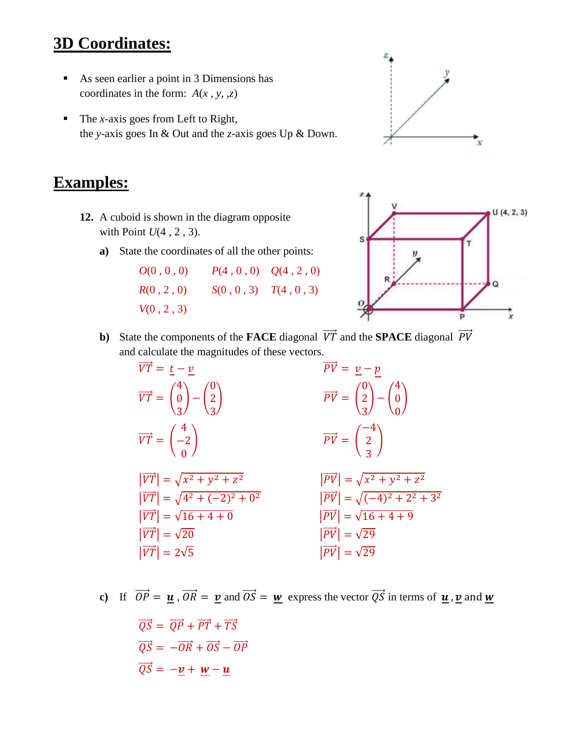# 3D Coordinates:

- As seen earlier a point in 3 Dimensions has coordinates in the form: $A(x\,,y,\,,z)$
- The $x$-axis goes from Left to Right, the $y$-axis goes In & Out and the $z$-axis goes Up & Down.

# Examples:

**12.** A cuboid is shown in the diagram opposite with Point $U(4\,,2\,,3)$.

**a)** State the coordinates of all the other points:

$O(0\,,0\,,0)$ $\quad P(4\,,0\,,0)$ $\quad Q(4\,,2\,,0)$

$R(0\,,2\,,0)$ $\quad S(0\,,0\,,3)$ $\quad T(4\,,0\,,3)$

$V(0\,,2\,,3)$

**b)** State the components of the **FACE** diagonal $\overrightarrow{VT}$ and the **SPACE** diagonal $\overrightarrow{PV}$ and calculate the magnitudes of these vectors.

$$\overrightarrow{VT} = \underline{t} - \underline{v}$$

$$\overrightarrow{VT} = \begin{pmatrix}4\\0\\3\end{pmatrix} - \begin{pmatrix}0\\2\\3\end{pmatrix}$$

$$\overrightarrow{VT} = \begin{pmatrix}4\\-2\\0\end{pmatrix}$$

$$|\overrightarrow{VT}| = \sqrt{x^2+y^2+z^2}$$
$$|\overrightarrow{VT}| = \sqrt{4^2+(-2)^2+0^2}$$
$$|\overrightarrow{VT}| = \sqrt{16+4+0}$$
$$|\overrightarrow{VT}| = \sqrt{20}$$
$$|\overrightarrow{VT}| = 2\sqrt{5}$$

$$\overrightarrow{PV} = \underline{v} - \underline{p}$$

$$\overrightarrow{PV} = \begin{pmatrix}0\\2\\3\end{pmatrix} - \begin{pmatrix}4\\0\\0\end{pmatrix}$$

$$\overrightarrow{PV} = \begin{pmatrix}-4\\2\\3\end{pmatrix}$$

$$|\overrightarrow{PV}| = \sqrt{x^2+y^2+z^2}$$
$$|\overrightarrow{PV}| = \sqrt{(-4)^2+2^2+3^2}$$
$$|\overrightarrow{PV}| = \sqrt{16+4+9}$$
$$|\overrightarrow{PV}| = \sqrt{29}$$
$$|\overrightarrow{PV}| = \sqrt{29}$$

**c)** If $\overrightarrow{OP} = \underline{\boldsymbol{u}}$, $\overrightarrow{OR} = \underline{\boldsymbol{v}}$ and $\overrightarrow{OS} = \underline{\boldsymbol{w}}$ express the vector $\overrightarrow{QS}$ in terms of $\underline{\boldsymbol{u}}$, $\underline{\boldsymbol{v}}$ and $\underline{\boldsymbol{w}}$

$$\overrightarrow{QS} = \overrightarrow{QP} + \overrightarrow{PT} + \overrightarrow{TS}$$
$$\overrightarrow{QS} = -\overrightarrow{OR} + \overrightarrow{OS} - \overrightarrow{OP}$$
$$\overrightarrow{QS} = -\underline{\boldsymbol{v}} + \underline{\boldsymbol{w}} - \underline{\boldsymbol{u}}$$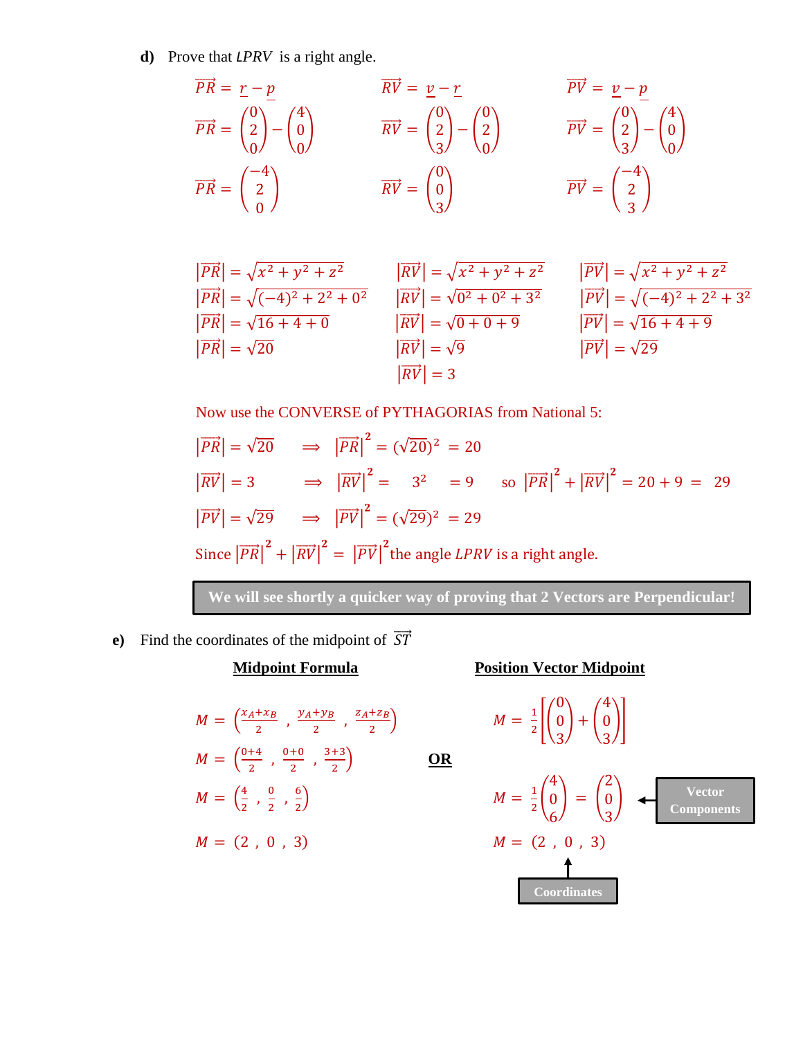**d)** Prove that $LPRV$ is a right angle.

$$\overrightarrow{PR} = \underset{\sim}{r} - \underset{\sim}{p} \qquad \overrightarrow{RV} = \underset{\sim}{v} - \underset{\sim}{r} \qquad \overrightarrow{PV} = \underset{\sim}{v} - \underset{\sim}{p}$$

$$\overrightarrow{PR} = \begin{pmatrix} 0 \\ 2 \\ 0 \end{pmatrix} - \begin{pmatrix} 4 \\ 0 \\ 0 \end{pmatrix} \qquad \overrightarrow{RV} = \begin{pmatrix} 0 \\ 2 \\ 3 \end{pmatrix} - \begin{pmatrix} 0 \\ 2 \\ 0 \end{pmatrix} \qquad \overrightarrow{PV} = \begin{pmatrix} 0 \\ 2 \\ 3 \end{pmatrix} - \begin{pmatrix} 4 \\ 0 \\ 0 \end{pmatrix}$$

$$\overrightarrow{PR} = \begin{pmatrix} -4 \\ 2 \\ 0 \end{pmatrix} \qquad \overrightarrow{RV} = \begin{pmatrix} 0 \\ 0 \\ 3 \end{pmatrix} \qquad \overrightarrow{PV} = \begin{pmatrix} -4 \\ 2 \\ 3 \end{pmatrix}$$

$$|\overrightarrow{PR}| = \sqrt{x^2 + y^2 + z^2} \qquad |\overrightarrow{RV}| = \sqrt{x^2 + y^2 + z^2} \qquad |\overrightarrow{PV}| = \sqrt{x^2 + y^2 + z^2}$$

$$|\overrightarrow{PR}| = \sqrt{(-4)^2 + 2^2 + 0^2} \qquad |\overrightarrow{RV}| = \sqrt{0^2 + 0^2 + 3^2} \qquad |\overrightarrow{PV}| = \sqrt{(-4)^2 + 2^2 + 3^2}$$

$$|\overrightarrow{PR}| = \sqrt{16 + 4 + 0} \qquad |\overrightarrow{RV}| = \sqrt{0 + 0 + 9} \qquad |\overrightarrow{PV}| = \sqrt{16 + 4 + 9}$$

$$|\overrightarrow{PR}| = \sqrt{20} \qquad |\overrightarrow{RV}| = \sqrt{9} \qquad |\overrightarrow{PV}| = \sqrt{29}$$

$$|\overrightarrow{RV}| = 3$$

Now use the CONVERSE of PYTHAGORIAS from National 5:

$$|\overrightarrow{PR}| = \sqrt{20} \quad \Rightarrow \quad |\overrightarrow{PR}|^2 = (\sqrt{20})^2 = 20$$

$$|\overrightarrow{RV}| = 3 \quad \Rightarrow \quad |\overrightarrow{RV}|^2 = 3^2 = 9 \qquad \text{so } |\overrightarrow{PR}|^2 + |\overrightarrow{RV}|^2 = 20 + 9 = 29$$

$$|\overrightarrow{PV}| = \sqrt{29} \quad \Rightarrow \quad |\overrightarrow{PV}|^2 = (\sqrt{29})^2 = 29$$

Since $|\overrightarrow{PR}|^2 + |\overrightarrow{RV}|^2 = |\overrightarrow{PV}|^2$ the angle $LPRV$ is a right angle.

**We will see shortly a quicker way of proving that 2 Vectors are Perpendicular!**

**e)** Find the coordinates of the midpoint of $\overrightarrow{ST}$

**Midpoint Formula**

$$M = \left(\frac{x_A + x_B}{2}, \frac{y_A + y_B}{2}, \frac{z_A + z_B}{2}\right)$$

$$M = \left(\frac{0+4}{2}, \frac{0+0}{2}, \frac{3+3}{2}\right)$$

$$M = \left(\frac{4}{2}, \frac{0}{2}, \frac{6}{2}\right)$$

$$M = (2, 0, 3)$$

**OR**

**Position Vector Midpoint**

$$M = \frac{1}{2}\left[\begin{pmatrix} 0 \\ 0 \\ 3 \end{pmatrix} + \begin{pmatrix} 4 \\ 0 \\ 3 \end{pmatrix}\right]$$

$$M = \frac{1}{2}\begin{pmatrix} 4 \\ 0 \\ 6 \end{pmatrix} = \begin{pmatrix} 2 \\ 0 \\ 3 \end{pmatrix} \leftarrow \textbf{Vector Components}$$

$$M = (2, 0, 3)$$

↑ **Coordinates**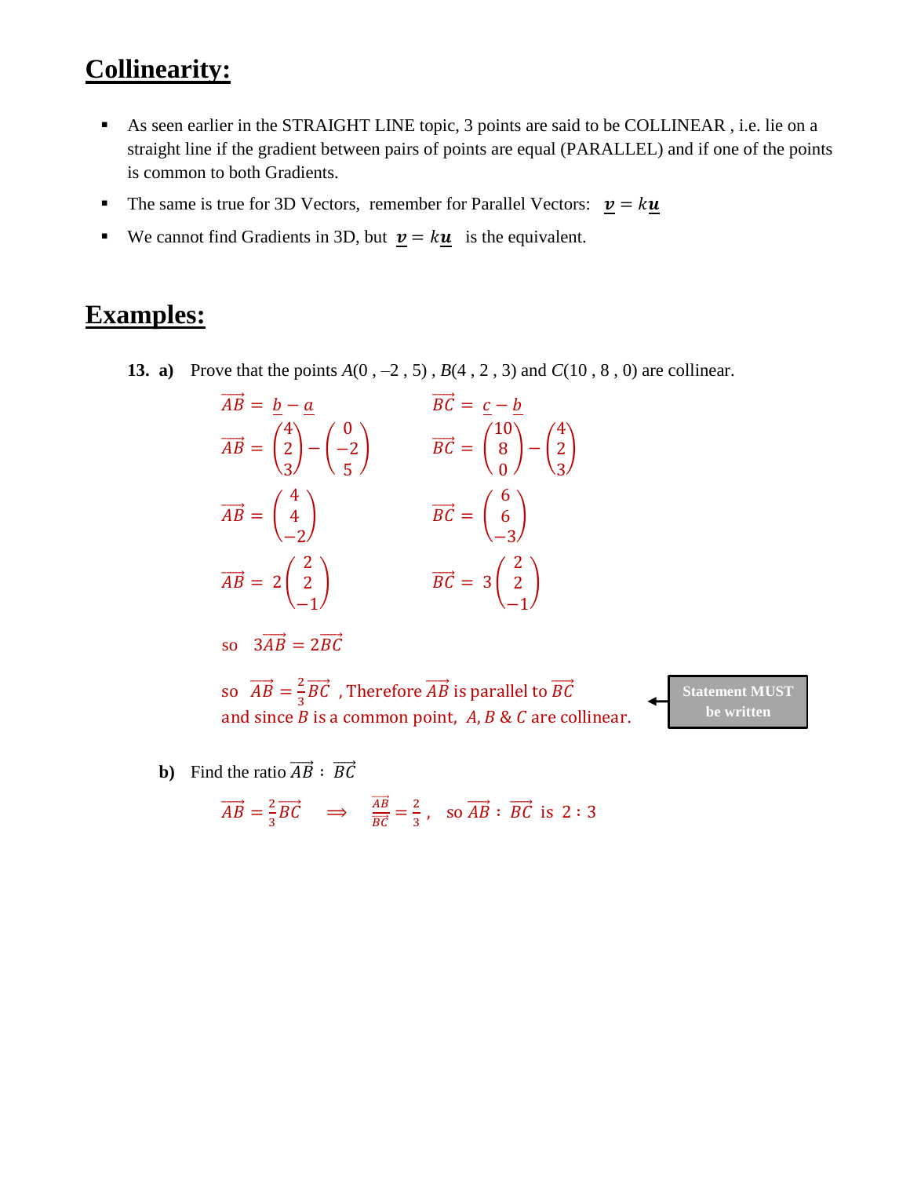## Collinearity:

- As seen earlier in the STRAIGHT LINE topic, 3 points are said to be COLLINEAR , i.e. lie on a straight line if the gradient between pairs of points are equal (PARALLEL) and if one of the points is common to both Gradients.
- The same is true for 3D Vectors, remember for Parallel Vectors: $\underline{\boldsymbol{v}} = k\underline{\boldsymbol{u}}$
- We cannot find Gradients in 3D, but $\underline{\boldsymbol{v}} = k\underline{\boldsymbol{u}}$ is the equivalent.

## Examples:

**13. a)** Prove that the points $A(0 , -2 , 5)$ , $B(4 , 2 , 3)$ and $C(10 , 8 , 0)$ are collinear.

$$\overrightarrow{AB} = \underline{b} - \underline{a} \qquad \overrightarrow{BC} = \underline{c} - \underline{b}$$

$$\overrightarrow{AB} = \begin{pmatrix} 4 \\ 2 \\ 3 \end{pmatrix} - \begin{pmatrix} 0 \\ -2 \\ 5 \end{pmatrix} \qquad \overrightarrow{BC} = \begin{pmatrix} 10 \\ 8 \\ 0 \end{pmatrix} - \begin{pmatrix} 4 \\ 2 \\ 3 \end{pmatrix}$$

$$\overrightarrow{AB} = \begin{pmatrix} 4 \\ 4 \\ -2 \end{pmatrix} \qquad \overrightarrow{BC} = \begin{pmatrix} 6 \\ 6 \\ -3 \end{pmatrix}$$

$$\overrightarrow{AB} = 2\begin{pmatrix} 2 \\ 2 \\ -1 \end{pmatrix} \qquad \overrightarrow{BC} = 3\begin{pmatrix} 2 \\ 2 \\ -1 \end{pmatrix}$$

so $3\overrightarrow{AB} = 2\overrightarrow{BC}$

so $\overrightarrow{AB} = \frac{2}{3}\overrightarrow{BC}$ , Therefore $\overrightarrow{AB}$ is parallel to $\overrightarrow{BC}$ and since $B$ is a common point, $A, B$ & $C$ are collinear.

**Statement MUST be written**

**b)** Find the ratio $\overrightarrow{AB} : \overrightarrow{BC}$

$$\overrightarrow{AB} = \frac{2}{3}\overrightarrow{BC} \quad \Rightarrow \quad \frac{\overrightarrow{AB}}{\overrightarrow{BC}} = \frac{2}{3}, \quad \text{so } \overrightarrow{AB} : \overrightarrow{BC} \text{ is } 2 : 3$$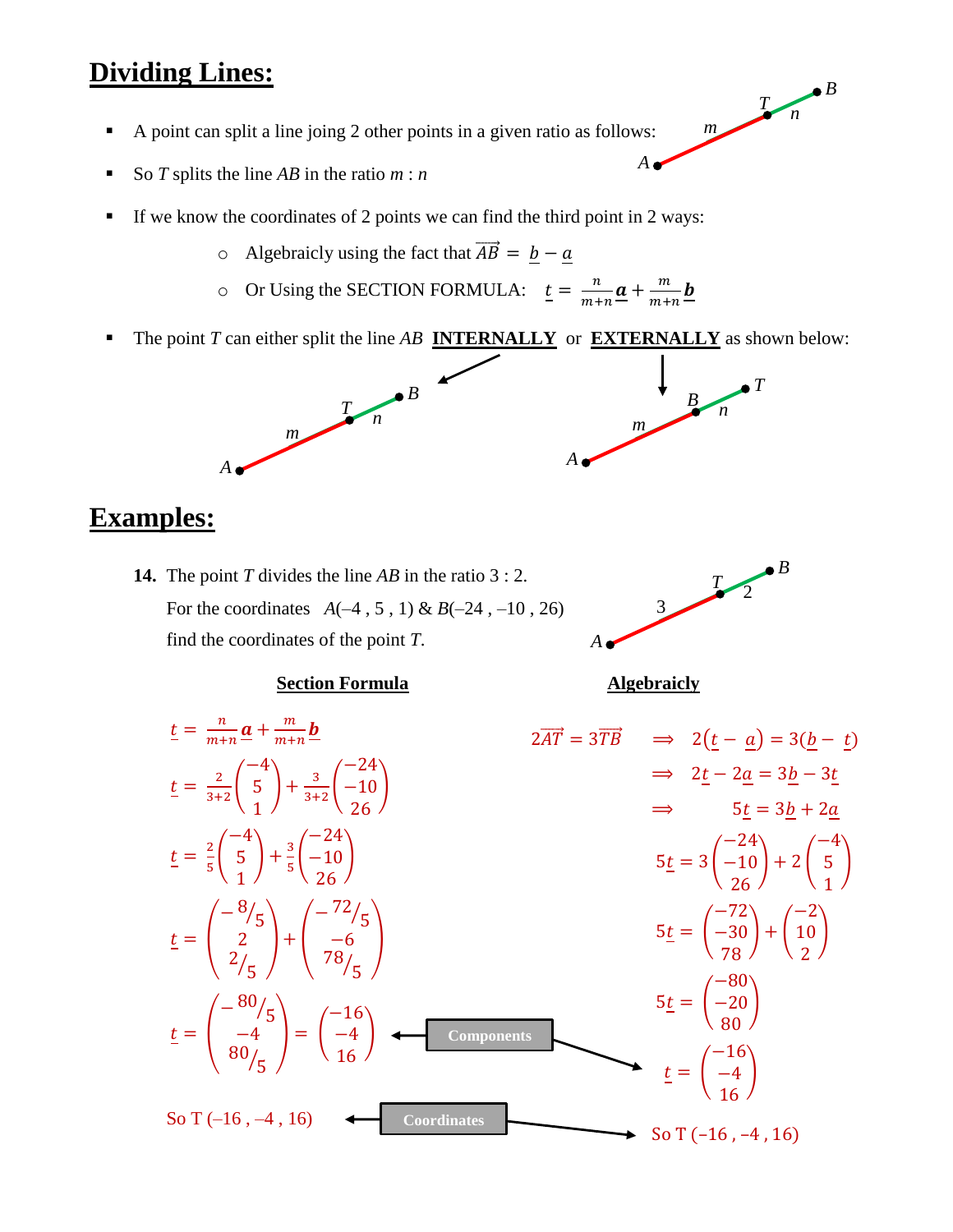# Dividing Lines:

- A point can split a line joing 2 other points in a given ratio as follows:
- So $T$ splits the line $AB$ in the ratio $m : n$
- If we know the coordinates of 2 points we can find the third point in 2 ways:
  - Algebraicly using the fact that $\overrightarrow{AB} = \underline{b} - \underline{a}$
  - Or Using the SECTION FORMULA: $\underline{t} = \frac{n}{m+n}\underline{\boldsymbol{a}} + \frac{m}{m+n}\underline{\boldsymbol{b}}$
- The point $T$ can either split the line $AB$ **INTERNALLY** or **EXTERNALLY** as shown below:

# Examples:

**14.** The point $T$ divides the line $AB$ in the ratio 3 : 2.

For the coordinates $A(-4 , 5 , 1)$ & $B(-24 , -10 , 26)$

find the coordinates of the point $T$.

**Section Formula**

$$\underline{t} = \frac{n}{m+n}\underline{\boldsymbol{a}} + \frac{m}{m+n}\underline{\boldsymbol{b}}$$

$$\underline{t} = \frac{2}{3+2}\begin{pmatrix}-4\\5\\1\end{pmatrix} + \frac{3}{3+2}\begin{pmatrix}-24\\-10\\26\end{pmatrix}$$

$$\underline{t} = \frac{2}{5}\begin{pmatrix}-4\\5\\1\end{pmatrix} + \frac{3}{5}\begin{pmatrix}-24\\-10\\26\end{pmatrix}$$

$$\underline{t} = \begin{pmatrix}-8/5\\2\\2/5\end{pmatrix} + \begin{pmatrix}-72/5\\-6\\78/5\end{pmatrix}$$

$$\underline{t} = \begin{pmatrix}-80/5\\-4\\80/5\end{pmatrix} = \begin{pmatrix}-16\\-4\\16\end{pmatrix}$$

So T (–16 , –4 , 16)

**Algebraicly**

$$2\overrightarrow{AT} = 3\overrightarrow{TB} \quad \Rightarrow \quad 2(\underline{t} - \underline{a}) = 3(\underline{b} - \underline{t})$$

$$\Rightarrow \quad 2\underline{t} - 2\underline{a} = 3\underline{b} - 3\underline{t}$$

$$\Rightarrow \quad 5\underline{t} = 3\underline{b} + 2\underline{a}$$

$$5\underline{t} = 3\begin{pmatrix}-24\\-10\\26\end{pmatrix} + 2\begin{pmatrix}-4\\5\\1\end{pmatrix}$$

$$5\underline{t} = \begin{pmatrix}-72\\-30\\78\end{pmatrix} + \begin{pmatrix}-2\\10\\2\end{pmatrix}$$

$$5\underline{t} = \begin{pmatrix}-80\\-20\\80\end{pmatrix}$$

$$\underline{t} = \begin{pmatrix}-16\\-4\\16\end{pmatrix}$$

So T (–16 , –4 , 16)

Components

Coordinates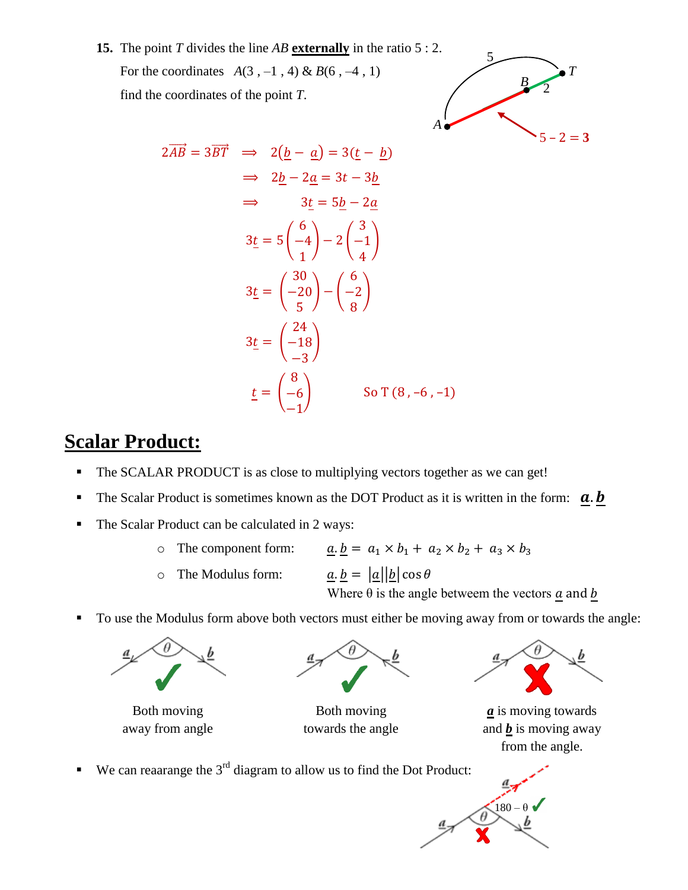**15.** The point $T$ divides the line $AB$ **externally** in the ratio 5 : 2.

For the coordinates $A(3, -1, 4)$ & $B(6, -4, 1)$

find the coordinates of the point $T$.

$$2\overrightarrow{AB} = 3\overrightarrow{BT} \implies 2(\underline{b} - \underline{a}) = 3(\underline{t} - \underline{b})$$

$$\implies 2\underline{b} - 2\underline{a} = 3\underline{t} - 3\underline{b}$$

$$\implies 3\underline{t} = 5\underline{b} - 2\underline{a}$$

$$3\underline{t} = 5\begin{pmatrix} 6 \\ -4 \\ 1 \end{pmatrix} - 2\begin{pmatrix} 3 \\ -1 \\ 4 \end{pmatrix}$$

$$3\underline{t} = \begin{pmatrix} 30 \\ -20 \\ 5 \end{pmatrix} - \begin{pmatrix} 6 \\ -2 \\ 8 \end{pmatrix}$$

$$3\underline{t} = \begin{pmatrix} 24 \\ -18 \\ -3 \end{pmatrix}$$

$$\underline{t} = \begin{pmatrix} 8 \\ -6 \\ -1 \end{pmatrix}$$

So T (8, -6, -1)

# Scalar Product:

- The SCALAR PRODUCT is as close to multiplying vectors together as we can get!
- The Scalar Product is sometimes known as the DOT Product as it is written in the form: $\underline{\boldsymbol{a}}.\underline{\boldsymbol{b}}$
- The Scalar Product can be calculated in 2 ways:
  - The component form: $\underline{a}.\underline{b} = a_1 \times b_1 + a_2 \times b_2 + a_3 \times b_3$
  - The Modulus form: $\underline{a}.\underline{b} = |\underline{a}||\underline{b}|\cos\theta$
    Where θ is the angle betweem the vectors $\underline{a}$ and $\underline{b}$
- To use the Modulus form above both vectors must either be moving away from or towards the angle:

Both moving away from angle

Both moving towards the angle

$\underline{\boldsymbol{a}}$ is moving towards and $\underline{\boldsymbol{b}}$ is moving away from the angle.

- We can reaarange the 3rd diagram to allow us to find the Dot Product: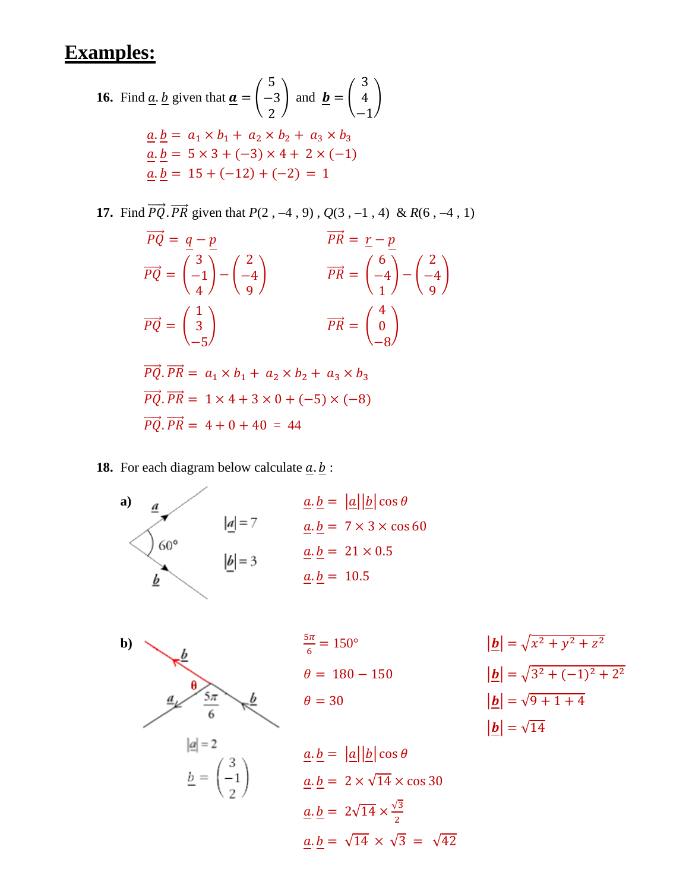# Examples:

**16.** Find $\underline{a}.\underline{b}$ given that $\underline{\boldsymbol{a}} = \begin{pmatrix} 5 \\ -3 \\ 2 \end{pmatrix}$ and $\underline{\boldsymbol{b}} = \begin{pmatrix} 3 \\ 4 \\ -1 \end{pmatrix}$

$$\underline{a}.\underline{b} = a_1 \times b_1 + a_2 \times b_2 + a_3 \times b_3$$
$$\underline{a}.\underline{b} = 5 \times 3 + (-3) \times 4 + 2 \times (-1)$$
$$\underline{a}.\underline{b} = 15 + (-12) + (-2) = 1$$

**17.** Find $\overrightarrow{PQ}.\overrightarrow{PR}$ given that $P(2, -4, 9)$, $Q(3, -1, 4)$ & $R(6, -4, 1)$

$$\overrightarrow{PQ} = \underline{q} - \underline{p}$$
$$\overrightarrow{PQ} = \begin{pmatrix} 3 \\ -1 \\ 4 \end{pmatrix} - \begin{pmatrix} 2 \\ -4 \\ 9 \end{pmatrix}$$
$$\overrightarrow{PQ} = \begin{pmatrix} 1 \\ 3 \\ -5 \end{pmatrix}$$

$$\overrightarrow{PR} = \underline{r} - \underline{p}$$
$$\overrightarrow{PR} = \begin{pmatrix} 6 \\ -4 \\ 1 \end{pmatrix} - \begin{pmatrix} 2 \\ -4 \\ 9 \end{pmatrix}$$
$$\overrightarrow{PR} = \begin{pmatrix} 4 \\ 0 \\ -8 \end{pmatrix}$$

$$\overrightarrow{PQ}.\overrightarrow{PR} = a_1 \times b_1 + a_2 \times b_2 + a_3 \times b_3$$
$$\overrightarrow{PQ}.\overrightarrow{PR} = 1 \times 4 + 3 \times 0 + (-5) \times (-8)$$
$$\overrightarrow{PQ}.\overrightarrow{PR} = 4 + 0 + 40 = 44$$

**18.** For each diagram below calculate $\underline{a}.\underline{b}$ :

**a)** $|\underline{a}| = 7$, $|\underline{b}| = 3$, angle $60°$

$$\underline{a}.\underline{b} = |\underline{a}||\underline{b}|\cos\theta$$
$$\underline{a}.\underline{b} = 7 \times 3 \times \cos 60$$
$$\underline{a}.\underline{b} = 21 \times 0.5$$
$$\underline{a}.\underline{b} = 10.5$$

**b)** Angle $\frac{5\pi}{6}$, $|\underline{a}| = 2$, $\underline{b} = \begin{pmatrix} 3 \\ -1 \\ 2 \end{pmatrix}$

$$\frac{5\pi}{6} = 150°$$
$$\theta = 180 - 150$$
$$\theta = 30$$

$$|\underline{\boldsymbol{b}}| = \sqrt{x^2 + y^2 + z^2}$$
$$|\underline{\boldsymbol{b}}| = \sqrt{3^2 + (-1)^2 + 2^2}$$
$$|\underline{\boldsymbol{b}}| = \sqrt{9 + 1 + 4}$$
$$|\underline{\boldsymbol{b}}| = \sqrt{14}$$

$$\underline{a}.\underline{b} = |\underline{a}||\underline{b}|\cos\theta$$
$$\underline{a}.\underline{b} = 2 \times \sqrt{14} \times \cos 30$$
$$\underline{a}.\underline{b} = 2\sqrt{14} \times \frac{\sqrt{3}}{2}$$
$$\underline{a}.\underline{b} = \sqrt{14} \times \sqrt{3} = \sqrt{42}$$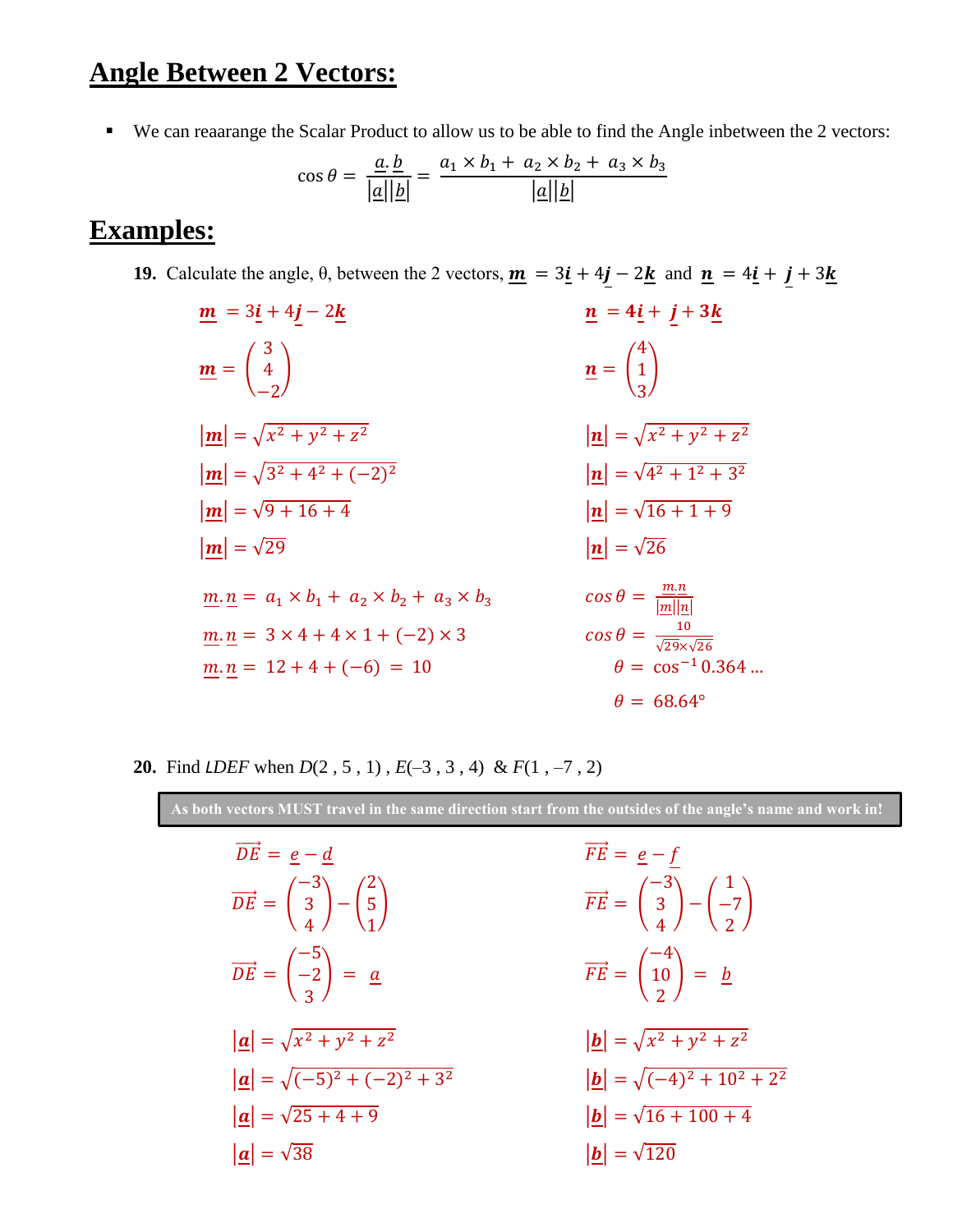## Angle Between 2 Vectors:

- We can reaarange the Scalar Product to allow us to be able to find the Angle inbetween the 2 vectors:

$$\cos\theta = \frac{\underline{a}.\underline{b}}{|\underline{a}||\underline{b}|} = \frac{a_1 \times b_1 + a_2 \times b_2 + a_3 \times b_3}{|\underline{a}||\underline{b}|}$$

## Examples:

**19.** Calculate the angle, θ, between the 2 vectors, $\underline{\boldsymbol{m}} = 3\underline{\boldsymbol{i}} + 4\underline{\boldsymbol{j}} - 2\underline{\boldsymbol{k}}$ and $\underline{\boldsymbol{n}} = 4\underline{\boldsymbol{i}} + \underline{\boldsymbol{j}} + 3\underline{\boldsymbol{k}}$

$\underline{\boldsymbol{m}} = 3\underline{\boldsymbol{i}} + 4\underline{\boldsymbol{j}} - 2\underline{\boldsymbol{k}}$

$\underline{\boldsymbol{m}} = \begin{pmatrix} 3 \\ 4 \\ -2 \end{pmatrix}$

$|\underline{\boldsymbol{m}}| = \sqrt{x^2 + y^2 + z^2}$

$|\underline{\boldsymbol{m}}| = \sqrt{3^2 + 4^2 + (-2)^2}$

$|\underline{\boldsymbol{m}}| = \sqrt{9 + 16 + 4}$

$|\underline{\boldsymbol{m}}| = \sqrt{29}$

$\underline{\boldsymbol{n}} = 4\underline{\boldsymbol{i}} + \underline{\boldsymbol{j}} + 3\underline{\boldsymbol{k}}$

$\underline{\boldsymbol{n}} = \begin{pmatrix} 4 \\ 1 \\ 3 \end{pmatrix}$

$|\underline{\boldsymbol{n}}| = \sqrt{x^2 + y^2 + z^2}$

$|\underline{\boldsymbol{n}}| = \sqrt{4^2 + 1^2 + 3^2}$

$|\underline{\boldsymbol{n}}| = \sqrt{16 + 1 + 9}$

$|\underline{\boldsymbol{n}}| = \sqrt{26}$

$\underline{m}.\underline{n} = a_1 \times b_1 + a_2 \times b_2 + a_3 \times b_3$

$\underline{m}.\underline{n} = 3 \times 4 + 4 \times 1 + (-2) \times 3$

$\underline{m}.\underline{n} = 12 + 4 + (-6) = 10$

$\cos\theta = \frac{\underline{m}.\underline{n}}{|\underline{m}||\underline{n}|}$

$\cos\theta = \frac{10}{\sqrt{29} \times \sqrt{26}}$

$\theta = \cos^{-1} 0.364 \ldots$

$\theta = 68.64°$

**20.** Find $\angle DEF$ when $D(2, 5, 1)$, $E(-3, 3, 4)$ & $F(1, -7, 2)$

> **As both vectors MUST travel in the same direction start from the outsides of the angle's name and work in!**

$\overrightarrow{DE} = \underline{e} - \underline{d}$

$\overrightarrow{DE} = \begin{pmatrix} -3 \\ 3 \\ 4 \end{pmatrix} - \begin{pmatrix} 2 \\ 5 \\ 1 \end{pmatrix}$

$\overrightarrow{DE} = \begin{pmatrix} -5 \\ -2 \\ 3 \end{pmatrix} = \underline{a}$

$|\underline{\boldsymbol{a}}| = \sqrt{x^2 + y^2 + z^2}$

$|\underline{\boldsymbol{a}}| = \sqrt{(-5)^2 + (-2)^2 + 3^2}$

$|\underline{\boldsymbol{a}}| = \sqrt{25 + 4 + 9}$

$|\underline{\boldsymbol{a}}| = \sqrt{38}$

$\overrightarrow{FE} = \underline{e} - \underline{f}$

$\overrightarrow{FE} = \begin{pmatrix} -3 \\ 3 \\ 4 \end{pmatrix} - \begin{pmatrix} 1 \\ -7 \\ 2 \end{pmatrix}$

$\overrightarrow{FE} = \begin{pmatrix} -4 \\ 10 \\ 2 \end{pmatrix} = \underline{b}$

$|\underline{\boldsymbol{b}}| = \sqrt{x^2 + y^2 + z^2}$

$|\underline{\boldsymbol{b}}| = \sqrt{(-4)^2 + 10^2 + 2^2}$

$|\underline{\boldsymbol{b}}| = \sqrt{16 + 100 + 4}$

$|\underline{\boldsymbol{b}}| = \sqrt{120}$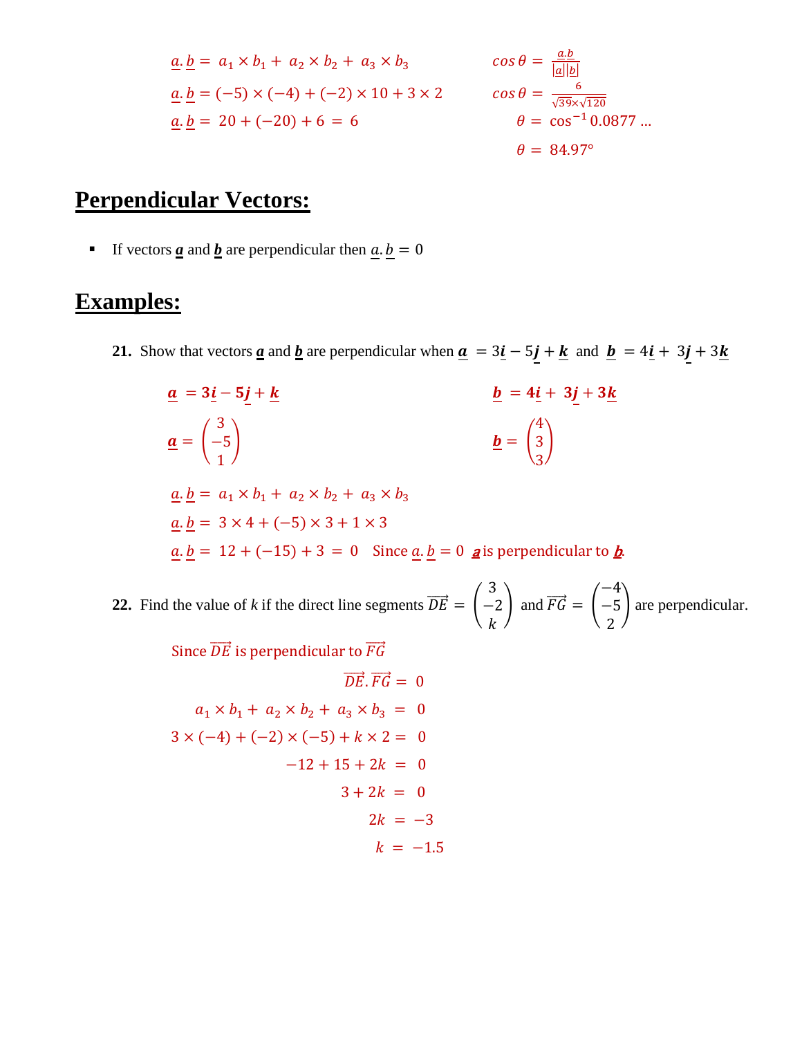$\underline{a}.\underline{b} = a_1 \times b_1 + a_2 \times b_2 + a_3 \times b_3$

$\underline{a}.\underline{b} = (-5) \times (-4) + (-2) \times 10 + 3 \times 2$

$\underline{a}.\underline{b} = 20 + (-20) + 6 = 6$

$\cos\theta = \frac{a.b}{|a||b|}$

$\cos\theta = \frac{6}{\sqrt{39} \times \sqrt{120}}$

$\theta = \cos^{-1} 0.0877 \ldots$

$\theta = 84.97°$

# Perpendicular Vectors:

- If vectors $\underline{\boldsymbol{a}}$ and $\underline{\boldsymbol{b}}$ are perpendicular then $\underline{a}.\underline{b} = 0$

# Examples:

**21.** Show that vectors $\underline{\boldsymbol{a}}$ and $\underline{\boldsymbol{b}}$ are perpendicular when $\underline{\boldsymbol{a}} = 3\underline{\boldsymbol{i}} - 5\underline{\boldsymbol{j}} + \underline{\boldsymbol{k}}$ and $\underline{\boldsymbol{b}} = 4\underline{\boldsymbol{i}} + 3\underline{\boldsymbol{j}} + 3\underline{\boldsymbol{k}}$

$\underline{\boldsymbol{a}} = 3\underline{\boldsymbol{i}} - 5\underline{\boldsymbol{j}} + \underline{\boldsymbol{k}}$ $\qquad$ $\underline{\boldsymbol{b}} = 4\underline{\boldsymbol{i}} + 3\underline{\boldsymbol{j}} + 3\underline{\boldsymbol{k}}$

$\underline{\boldsymbol{a}} = \begin{pmatrix} 3 \\ -5 \\ 1 \end{pmatrix}$ $\qquad$ $\underline{\boldsymbol{b}} = \begin{pmatrix} 4 \\ 3 \\ 3 \end{pmatrix}$

$\underline{a}.\underline{b} = a_1 \times b_1 + a_2 \times b_2 + a_3 \times b_3$

$\underline{a}.\underline{b} = 3 \times 4 + (-5) \times 3 + 1 \times 3$

$\underline{a}.\underline{b} = 12 + (-15) + 3 = 0$ $\quad$ Since $\underline{a}.\underline{b} = 0$ $\underline{\boldsymbol{a}}$ is perpendicular to $\underline{\boldsymbol{b}}$.

**22.** Find the value of $k$ if the direct line segments $\overrightarrow{DE} = \begin{pmatrix} 3 \\ -2 \\ k \end{pmatrix}$ and $\overrightarrow{FG} = \begin{pmatrix} -4 \\ -5 \\ 2 \end{pmatrix}$ are perpendicular.

Since $\overrightarrow{DE}$ is perpendicular to $\overrightarrow{FG}$

$$\overrightarrow{DE}.\overrightarrow{FG} = 0$$

$$a_1 \times b_1 + a_2 \times b_2 + a_3 \times b_3 = 0$$

$$3 \times (-4) + (-2) \times (-5) + k \times 2 = 0$$

$$-12 + 15 + 2k = 0$$

$$3 + 2k = 0$$

$$2k = -3$$

$$k = -1.5$$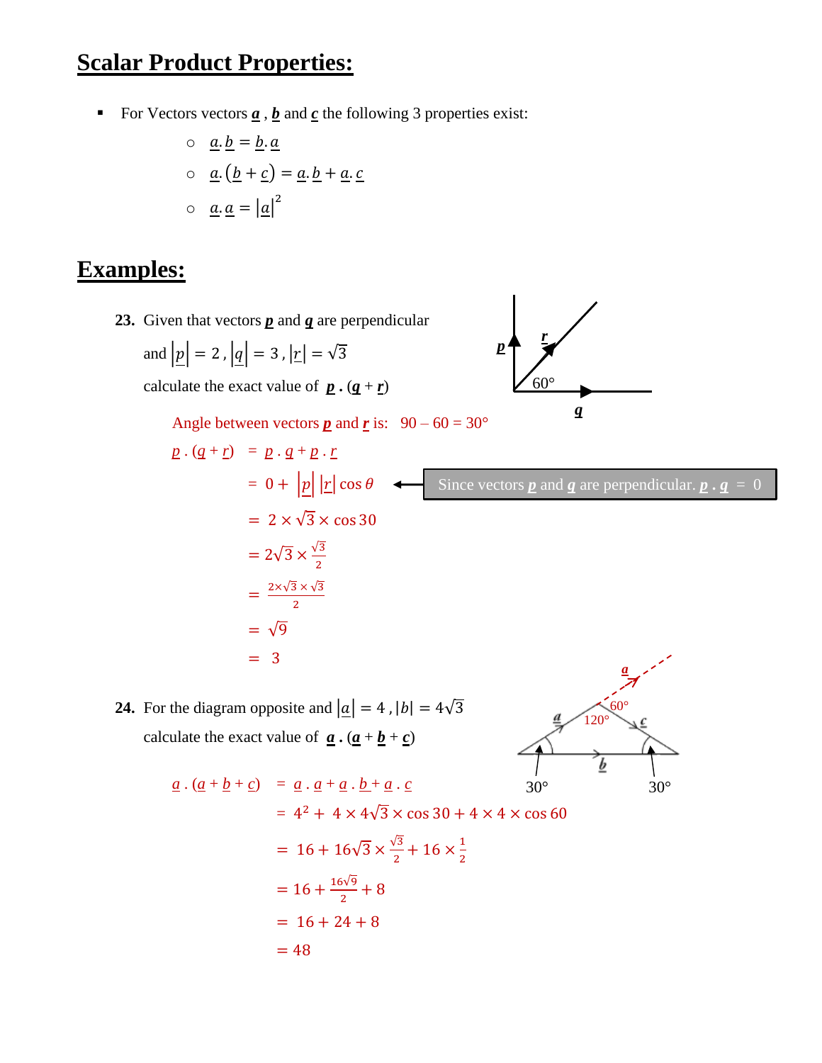## Scalar Product Properties:

- For Vectors vectors $\underline{a}$ , $\underline{b}$ and $\underline{c}$ the following 3 properties exist:
  - $\underline{a}.\underline{b} = \underline{b}.\underline{a}$
  - $\underline{a}.(\underline{b} + \underline{c}) = \underline{a}.\underline{b} + \underline{a}.\underline{c}$
  - $\underline{a}.\underline{a} = |\underline{a}|^2$

## Examples:

**23.** Given that vectors $\underline{p}$ and $\underline{q}$ are perpendicular and $|\underline{p}| = 2$ , $|\underline{q}| = 3$ , $|\underline{r}| = \sqrt{3}$ calculate the exact value of $\underline{p} . (\underline{q} + \underline{r})$

p
r
60°
q

Angle between vectors $\underline{p}$ and $\underline{r}$ is: 90 – 60 = 30°

$$\begin{aligned}
\underline{p} . (\underline{q} + \underline{r}) &= \underline{p} . \underline{q} + \underline{p} . \underline{r} \\
&= 0 + |\underline{p}|\,|\underline{r}| \cos\theta \\
&= 2 \times \sqrt{3} \times \cos 30 \\
&= 2\sqrt{3} \times \tfrac{\sqrt{3}}{2} \\
&= \tfrac{2\times\sqrt{3}\times\sqrt{3}}{2} \\
&= \sqrt{9} \\
&= 3
\end{aligned}$$

Since vectors $\underline{p}$ and $\underline{q}$ are perpendicular. $\underline{p} . \underline{q} = 0$

**24.** For the diagram opposite and $|\underline{a}| = 4$ , $|b| = 4\sqrt{3}$ calculate the exact value of $\underline{a} . (\underline{a} + \underline{b} + \underline{c})$

a
60°
a
120°
c
b
30°
30°

$$\begin{aligned}
\underline{a} . (\underline{a} + \underline{b} + \underline{c}) &= \underline{a} . \underline{a} + \underline{a} . \underline{b} + \underline{a} . \underline{c} \\
&= 4^2 + 4 \times 4\sqrt{3} \times \cos 30 + 4 \times 4 \times \cos 60 \\
&= 16 + 16\sqrt{3} \times \tfrac{\sqrt{3}}{2} + 16 \times \tfrac{1}{2} \\
&= 16 + \tfrac{16\sqrt{9}}{2} + 8 \\
&= 16 + 24 + 8 \\
&= 48
\end{aligned}$$